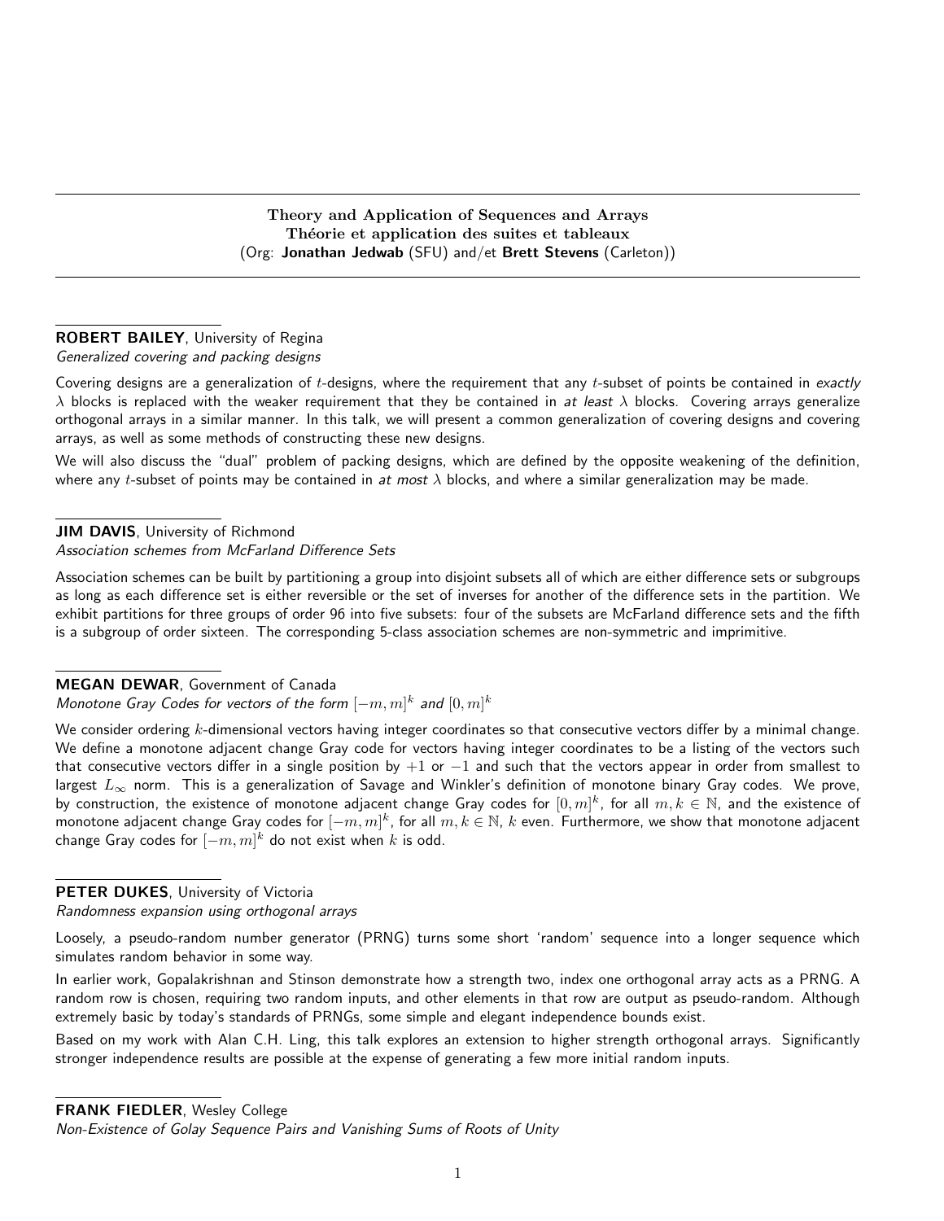## Theory and Application of Sequences and Arrays
## Théorie et application des suites et tableaux

(Org: **Jonathan Jedwab** (SFU) and/et **Brett Stevens** (Carleton))

---

**ROBERT BAILEY**, University of Regina
*Generalized covering and packing designs*

Covering designs are a generalization of $t$-designs, where the requirement that any $t$-subset of points be contained in *exactly* $\lambda$ blocks is replaced with the weaker requirement that they be contained in *at least* $\lambda$ blocks. Covering arrays generalize orthogonal arrays in a similar manner. In this talk, we will present a common generalization of covering designs and covering arrays, as well as some methods of constructing these new designs.

We will also discuss the "dual" problem of packing designs, which are defined by the opposite weakening of the definition, where any $t$-subset of points may be contained in *at most* $\lambda$ blocks, and where a similar generalization may be made.

**JIM DAVIS**, University of Richmond
*Association schemes from McFarland Difference Sets*

Association schemes can be built by partitioning a group into disjoint subsets all of which are either difference sets or subgroups as long as each difference set is either reversible or the set of inverses for another of the difference sets in the partition. We exhibit partitions for three groups of order 96 into five subsets: four of the subsets are McFarland difference sets and the fifth is a subgroup of order sixteen. The corresponding 5-class association schemes are non-symmetric and imprimitive.

**MEGAN DEWAR**, Government of Canada
*Monotone Gray Codes for vectors of the form $[-m,m]^k$ and $[0,m]^k$*

We consider ordering $k$-dimensional vectors having integer coordinates so that consecutive vectors differ by a minimal change. We define a monotone adjacent change Gray code for vectors having integer coordinates to be a listing of the vectors such that consecutive vectors differ in a single position by $+1$ or $-1$ and such that the vectors appear in order from smallest to largest $L_\infty$ norm. This is a generalization of Savage and Winkler's definition of monotone binary Gray codes. We prove, by construction, the existence of monotone adjacent change Gray codes for $[0,m]^k$, for all $m,k \in \mathbb{N}$, and the existence of monotone adjacent change Gray codes for $[-m,m]^k$, for all $m,k \in \mathbb{N}$, $k$ even. Furthermore, we show that monotone adjacent change Gray codes for $[-m,m]^k$ do not exist when $k$ is odd.

**PETER DUKES**, University of Victoria
*Randomness expansion using orthogonal arrays*

Loosely, a pseudo-random number generator (PRNG) turns some short 'random' sequence into a longer sequence which simulates random behavior in some way.

In earlier work, Gopalakrishnan and Stinson demonstrate how a strength two, index one orthogonal array acts as a PRNG. A random row is chosen, requiring two random inputs, and other elements in that row are output as pseudo-random. Although extremely basic by today's standards of PRNGs, some simple and elegant independence bounds exist.

Based on my work with Alan C.H. Ling, this talk explores an extension to higher strength orthogonal arrays. Significantly stronger independence results are possible at the expense of generating a few more initial random inputs.

**FRANK FIEDLER**, Wesley College
*Non-Existence of Golay Sequence Pairs and Vanishing Sums of Roots of Unity*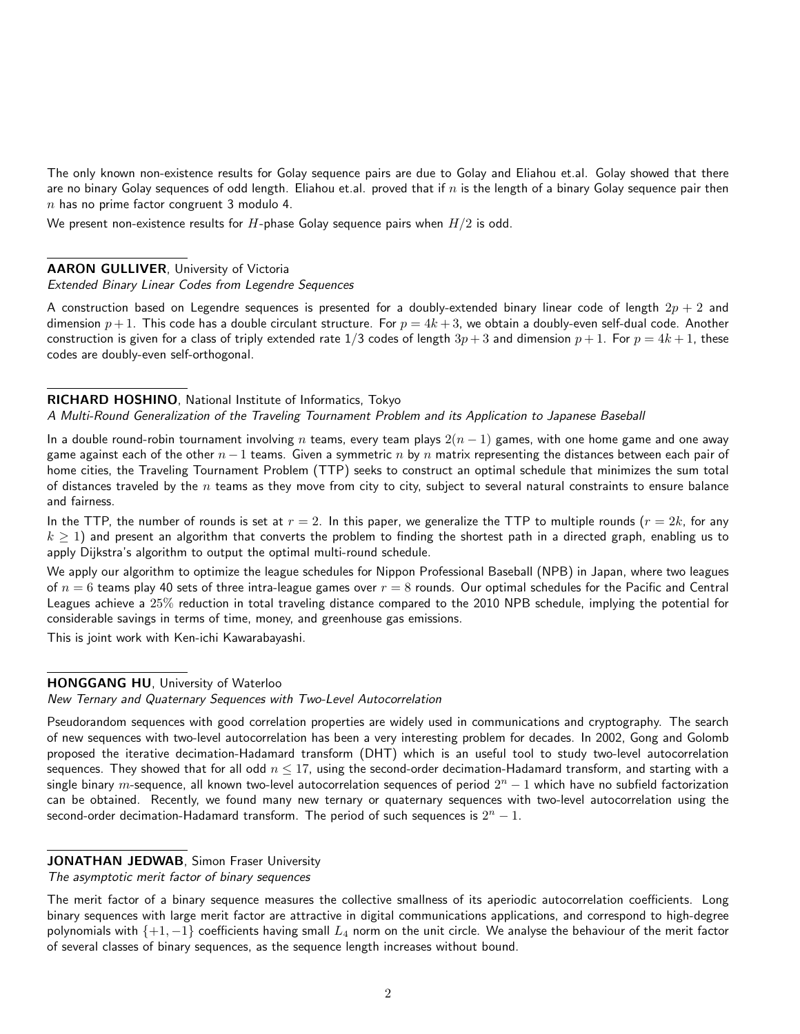The only known non-existence results for Golay sequence pairs are due to Golay and Eliahou et.al. Golay showed that there are no binary Golay sequences of odd length. Eliahou et.al. proved that if $n$ is the length of a binary Golay sequence pair then $n$ has no prime factor congruent 3 modulo 4.

We present non-existence results for $H$-phase Golay sequence pairs when $H/2$ is odd.

---

**AARON GULLIVER**, University of Victoria
*Extended Binary Linear Codes from Legendre Sequences*

A construction based on Legendre sequences is presented for a doubly-extended binary linear code of length $2p+2$ and dimension $p+1$. This code has a double circulant structure. For $p = 4k+3$, we obtain a doubly-even self-dual code. Another construction is given for a class of triply extended rate $1/3$ codes of length $3p+3$ and dimension $p+1$. For $p = 4k+1$, these codes are doubly-even self-orthogonal.

---

**RICHARD HOSHINO**, National Institute of Informatics, Tokyo
*A Multi-Round Generalization of the Traveling Tournament Problem and its Application to Japanese Baseball*

In a double round-robin tournament involving $n$ teams, every team plays $2(n-1)$ games, with one home game and one away game against each of the other $n-1$ teams. Given a symmetric $n$ by $n$ matrix representing the distances between each pair of home cities, the Traveling Tournament Problem (TTP) seeks to construct an optimal schedule that minimizes the sum total of distances traveled by the $n$ teams as they move from city to city, subject to several natural constraints to ensure balance and fairness.

In the TTP, the number of rounds is set at $r = 2$. In this paper, we generalize the TTP to multiple rounds ($r = 2k$, for any $k \geq 1$) and present an algorithm that converts the problem to finding the shortest path in a directed graph, enabling us to apply Dijkstra's algorithm to output the optimal multi-round schedule.

We apply our algorithm to optimize the league schedules for Nippon Professional Baseball (NPB) in Japan, where two leagues of $n = 6$ teams play 40 sets of three intra-league games over $r = 8$ rounds. Our optimal schedules for the Pacific and Central Leagues achieve a $25\%$ reduction in total traveling distance compared to the 2010 NPB schedule, implying the potential for considerable savings in terms of time, money, and greenhouse gas emissions.

This is joint work with Ken-ichi Kawarabayashi.

---

**HONGGANG HU**, University of Waterloo
*New Ternary and Quaternary Sequences with Two-Level Autocorrelation*

Pseudorandom sequences with good correlation properties are widely used in communications and cryptography. The search of new sequences with two-level autocorrelation has been a very interesting problem for decades. In 2002, Gong and Golomb proposed the iterative decimation-Hadamard transform (DHT) which is an useful tool to study two-level autocorrelation sequences. They showed that for all odd $n \leq 17$, using the second-order decimation-Hadamard transform, and starting with a single binary $m$-sequence, all known two-level autocorrelation sequences of period $2^n - 1$ which have no subfield factorization can be obtained. Recently, we found many new ternary or quaternary sequences with two-level autocorrelation using the second-order decimation-Hadamard transform. The period of such sequences is $2^n - 1$.

---

**JONATHAN JEDWAB**, Simon Fraser University
*The asymptotic merit factor of binary sequences*

The merit factor of a binary sequence measures the collective smallness of its aperiodic autocorrelation coefficients. Long binary sequences with large merit factor are attractive in digital communications applications, and correspond to high-degree polynomials with $\{+1, -1\}$ coefficients having small $L_4$ norm on the unit circle. We analyse the behaviour of the merit factor of several classes of binary sequences, as the sequence length increases without bound.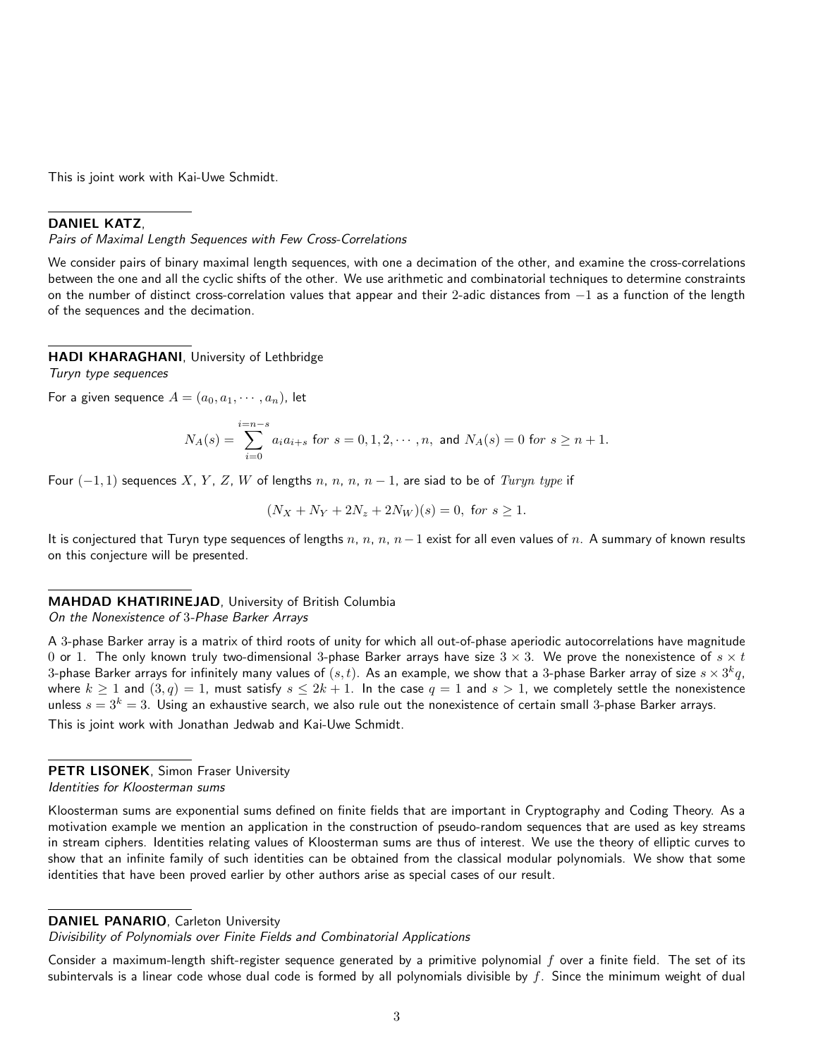This is joint work with Kai-Uwe Schmidt.

**DANIEL KATZ**,
*Pairs of Maximal Length Sequences with Few Cross-Correlations*

We consider pairs of binary maximal length sequences, with one a decimation of the other, and examine the cross-correlations between the one and all the cyclic shifts of the other. We use arithmetic and combinatorial techniques to determine constraints on the number of distinct cross-correlation values that appear and their 2-adic distances from $-1$ as a function of the length of the sequences and the decimation.

**HADI KHARAGHANI**, University of Lethbridge
*Turyn type sequences*

For a given sequence $A = (a_0, a_1, \cdots, a_n)$, let

$$N_A(s) = \sum_{i=0}^{i=n-s} a_i a_{i+s} \text{ for } s = 0, 1, 2, \cdots, n, \text{ and } N_A(s) = 0 \text{ for } s \geq n+1.$$

Four $(-1, 1)$ sequences $X$, $Y$, $Z$, $W$ of lengths $n$, $n$, $n$, $n-1$, are siad to be of $Turyn\ type$ if

$$(N_X + N_Y + 2N_z + 2N_W)(s) = 0, \text{ for } s \geq 1.$$

It is conjectured that Turyn type sequences of lengths $n$, $n$, $n$, $n-1$ exist for all even values of $n$. A summary of known results on this conjecture will be presented.

**MAHDAD KHATIRINEJAD**, University of British Columbia
*On the Nonexistence of 3-Phase Barker Arrays*

A 3-phase Barker array is a matrix of third roots of unity for which all out-of-phase aperiodic autocorrelations have magnitude 0 or 1. The only known truly two-dimensional 3-phase Barker arrays have size $3 \times 3$. We prove the nonexistence of $s \times t$ 3-phase Barker arrays for infinitely many values of $(s, t)$. As an example, we show that a 3-phase Barker array of size $s \times 3^k q$, where $k \geq 1$ and $(3, q) = 1$, must satisfy $s \leq 2k + 1$. In the case $q = 1$ and $s > 1$, we completely settle the nonexistence unless $s = 3^k = 3$. Using an exhaustive search, we also rule out the nonexistence of certain small 3-phase Barker arrays.

This is joint work with Jonathan Jedwab and Kai-Uwe Schmidt.

**PETR LISONEK**, Simon Fraser University
*Identities for Kloosterman sums*

Kloosterman sums are exponential sums defined on finite fields that are important in Cryptography and Coding Theory. As a motivation example we mention an application in the construction of pseudo-random sequences that are used as key streams in stream ciphers. Identities relating values of Kloosterman sums are thus of interest. We use the theory of elliptic curves to show that an infinite family of such identities can be obtained from the classical modular polynomials. We show that some identities that have been proved earlier by other authors arise as special cases of our result.

**DANIEL PANARIO**, Carleton University
*Divisibility of Polynomials over Finite Fields and Combinatorial Applications*

Consider a maximum-length shift-register sequence generated by a primitive polynomial $f$ over a finite field. The set of its subintervals is a linear code whose dual code is formed by all polynomials divisible by $f$. Since the minimum weight of dual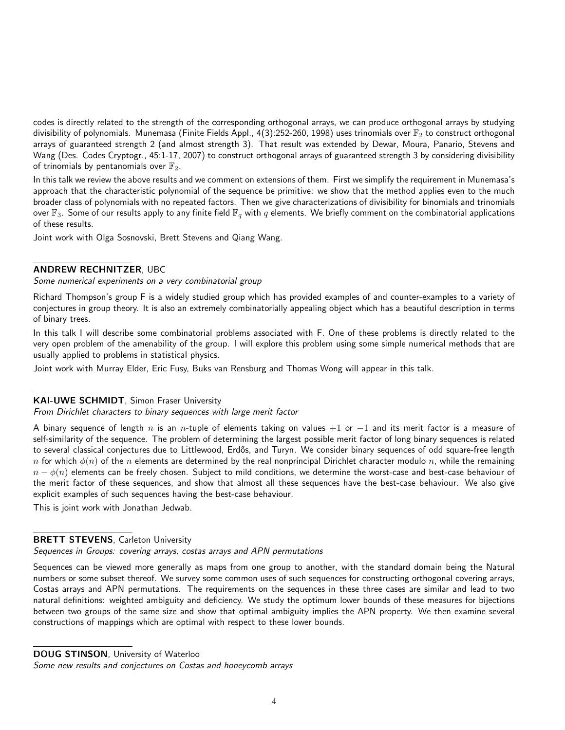codes is directly related to the strength of the corresponding orthogonal arrays, we can produce orthogonal arrays by studying divisibility of polynomials. Munemasa (Finite Fields Appl., 4(3):252-260, 1998) uses trinomials over $\mathbb{F}_2$ to construct orthogonal arrays of guaranteed strength 2 (and almost strength 3). That result was extended by Dewar, Moura, Panario, Stevens and Wang (Des. Codes Cryptogr., 45:1-17, 2007) to construct orthogonal arrays of guaranteed strength 3 by considering divisibility of trinomials by pentanomials over $\mathbb{F}_2$.

In this talk we review the above results and we comment on extensions of them. First we simplify the requirement in Munemasa's approach that the characteristic polynomial of the sequence be primitive: we show that the method applies even to the much broader class of polynomials with no repeated factors. Then we give characterizations of divisibility for binomials and trinomials over $\mathbb{F}_3$. Some of our results apply to any finite field $\mathbb{F}_q$ with $q$ elements. We briefly comment on the combinatorial applications of these results.

Joint work with Olga Sosnovski, Brett Stevens and Qiang Wang.

**ANDREW RECHNITZER**, UBC

*Some numerical experiments on a very combinatorial group*

Richard Thompson's group F is a widely studied group which has provided examples of and counter-examples to a variety of conjectures in group theory. It is also an extremely combinatorially appealing object which has a beautiful description in terms of binary trees.

In this talk I will describe some combinatorial problems associated with F. One of these problems is directly related to the very open problem of the amenability of the group. I will explore this problem using some simple numerical methods that are usually applied to problems in statistical physics.

Joint work with Murray Elder, Eric Fusy, Buks van Rensburg and Thomas Wong will appear in this talk.

**KAI-UWE SCHMIDT**, Simon Fraser University

*From Dirichlet characters to binary sequences with large merit factor*

A binary sequence of length $n$ is an $n$-tuple of elements taking on values $+1$ or $-1$ and its merit factor is a measure of self-similarity of the sequence. The problem of determining the largest possible merit factor of long binary sequences is related to several classical conjectures due to Littlewood, Erdős, and Turyn. We consider binary sequences of odd square-free length $n$ for which $\phi(n)$ of the $n$ elements are determined by the real nonprincipal Dirichlet character modulo $n$, while the remaining $n - \phi(n)$ elements can be freely chosen. Subject to mild conditions, we determine the worst-case and best-case behaviour of the merit factor of these sequences, and show that almost all these sequences have the best-case behaviour. We also give explicit examples of such sequences having the best-case behaviour.

This is joint work with Jonathan Jedwab.

**BRETT STEVENS**, Carleton University

*Sequences in Groups: covering arrays, costas arrays and APN permutations*

Sequences can be viewed more generally as maps from one group to another, with the standard domain being the Natural numbers or some subset thereof. We survey some common uses of such sequences for constructing orthogonal covering arrays, Costas arrays and APN permutations. The requirements on the sequences in these three cases are similar and lead to two natural definitions: weighted ambiguity and deficiency. We study the optimum lower bounds of these measures for bijections between two groups of the same size and show that optimal ambiguity implies the APN property. We then examine several constructions of mappings which are optimal with respect to these lower bounds.

**DOUG STINSON**, University of Waterloo

*Some new results and conjectures on Costas and honeycomb arrays*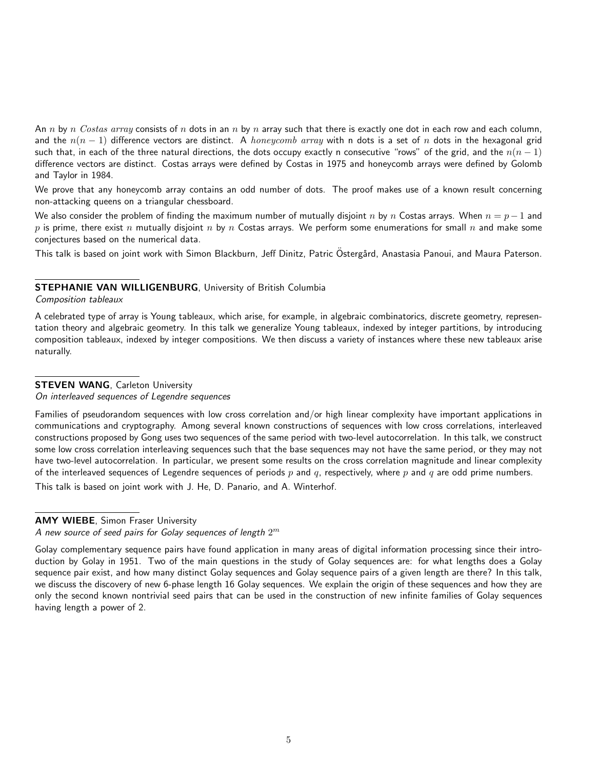An $n$ by $n$ *Costas array* consists of $n$ dots in an $n$ by $n$ array such that there is exactly one dot in each row and each column, and the $n(n-1)$ difference vectors are distinct. A *honeycomb array* with n dots is a set of $n$ dots in the hexagonal grid such that, in each of the three natural directions, the dots occupy exactly n consecutive "rows" of the grid, and the $n(n-1)$ difference vectors are distinct. Costas arrays were defined by Costas in 1975 and honeycomb arrays were defined by Golomb and Taylor in 1984.

We prove that any honeycomb array contains an odd number of dots. The proof makes use of a known result concerning non-attacking queens on a triangular chessboard.

We also consider the problem of finding the maximum number of mutually disjoint $n$ by $n$ Costas arrays. When $n = p - 1$ and $p$ is prime, there exist $n$ mutually disjoint $n$ by $n$ Costas arrays. We perform some enumerations for small $n$ and make some conjectures based on the numerical data.

This talk is based on joint work with Simon Blackburn, Jeff Dinitz, Patric Östergård, Anastasia Panoui, and Maura Paterson.

---

**STEPHANIE VAN WILLIGENBURG**, University of British Columbia
*Composition tableaux*

A celebrated type of array is Young tableaux, which arise, for example, in algebraic combinatorics, discrete geometry, representation theory and algebraic geometry. In this talk we generalize Young tableaux, indexed by integer partitions, by introducing composition tableaux, indexed by integer compositions. We then discuss a variety of instances where these new tableaux arise naturally.

---

**STEVEN WANG**, Carleton University
*On interleaved sequences of Legendre sequences*

Families of pseudorandom sequences with low cross correlation and/or high linear complexity have important applications in communications and cryptography. Among several known constructions of sequences with low cross correlations, interleaved constructions proposed by Gong uses two sequences of the same period with two-level autocorrelation. In this talk, we construct some low cross correlation interleaving sequences such that the base sequences may not have the same period, or they may not have two-level autocorrelation. In particular, we present some results on the cross correlation magnitude and linear complexity of the interleaved sequences of Legendre sequences of periods $p$ and $q$, respectively, where $p$ and $q$ are odd prime numbers.

This talk is based on joint work with J. He, D. Panario, and A. Winterhof.

---

**AMY WIEBE**, Simon Fraser University
*A new source of seed pairs for Golay sequences of length* $2^m$

Golay complementary sequence pairs have found application in many areas of digital information processing since their introduction by Golay in 1951. Two of the main questions in the study of Golay sequences are: for what lengths does a Golay sequence pair exist, and how many distinct Golay sequences and Golay sequence pairs of a given length are there? In this talk, we discuss the discovery of new 6-phase length 16 Golay sequences. We explain the origin of these sequences and how they are only the second known nontrivial seed pairs that can be used in the construction of new infinite families of Golay sequences having length a power of 2.